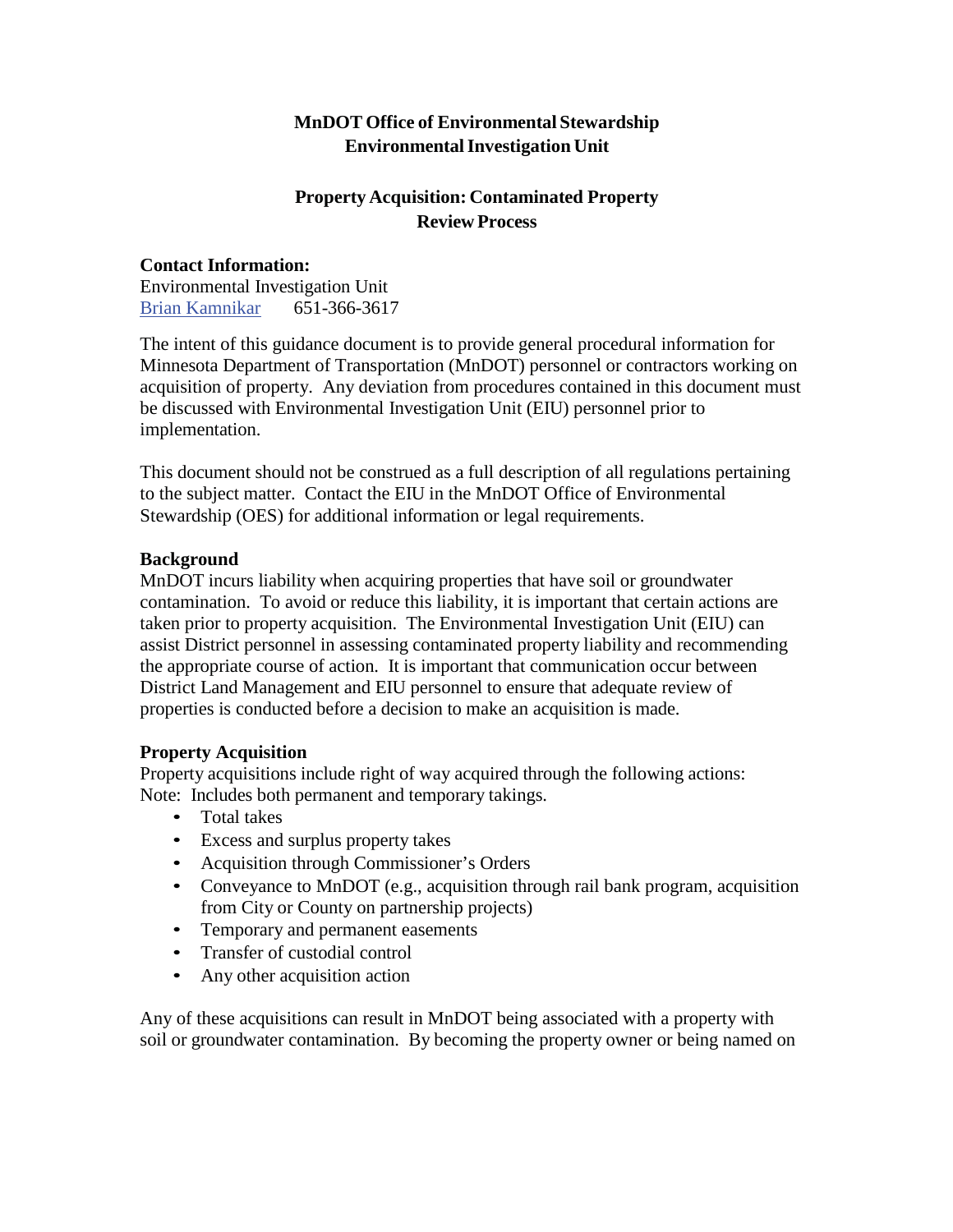**MnDOT Office of Environmental Stewardship**
**Environmental Investigation Unit**

# Property Acquisition: Contaminated Property Review Process

**Contact Information:**
Environmental Investigation Unit
Brian Kamnikar 651-366-3617

The intent of this guidance document is to provide general procedural information for Minnesota Department of Transportation (MnDOT) personnel or contractors working on acquisition of property. Any deviation from procedures contained in this document must be discussed with Environmental Investigation Unit (EIU) personnel prior to implementation.

This document should not be construed as a full description of all regulations pertaining to the subject matter. Contact the EIU in the MnDOT Office of Environmental Stewardship (OES) for additional information or legal requirements.

## Background

MnDOT incurs liability when acquiring properties that have soil or groundwater contamination. To avoid or reduce this liability, it is important that certain actions are taken prior to property acquisition. The Environmental Investigation Unit (EIU) can assist District personnel in assessing contaminated property liability and recommending the appropriate course of action. It is important that communication occur between District Land Management and EIU personnel to ensure that adequate review of properties is conducted before a decision to make an acquisition is made.

## Property Acquisition

Property acquisitions include right of way acquired through the following actions:
Note: Includes both permanent and temporary takings.

- Total takes
- Excess and surplus property takes
- Acquisition through Commissioner's Orders
- Conveyance to MnDOT (e.g., acquisition through rail bank program, acquisition from City or County on partnership projects)
- Temporary and permanent easements
- Transfer of custodial control
- Any other acquisition action

Any of these acquisitions can result in MnDOT being associated with a property with soil or groundwater contamination. By becoming the property owner or being named on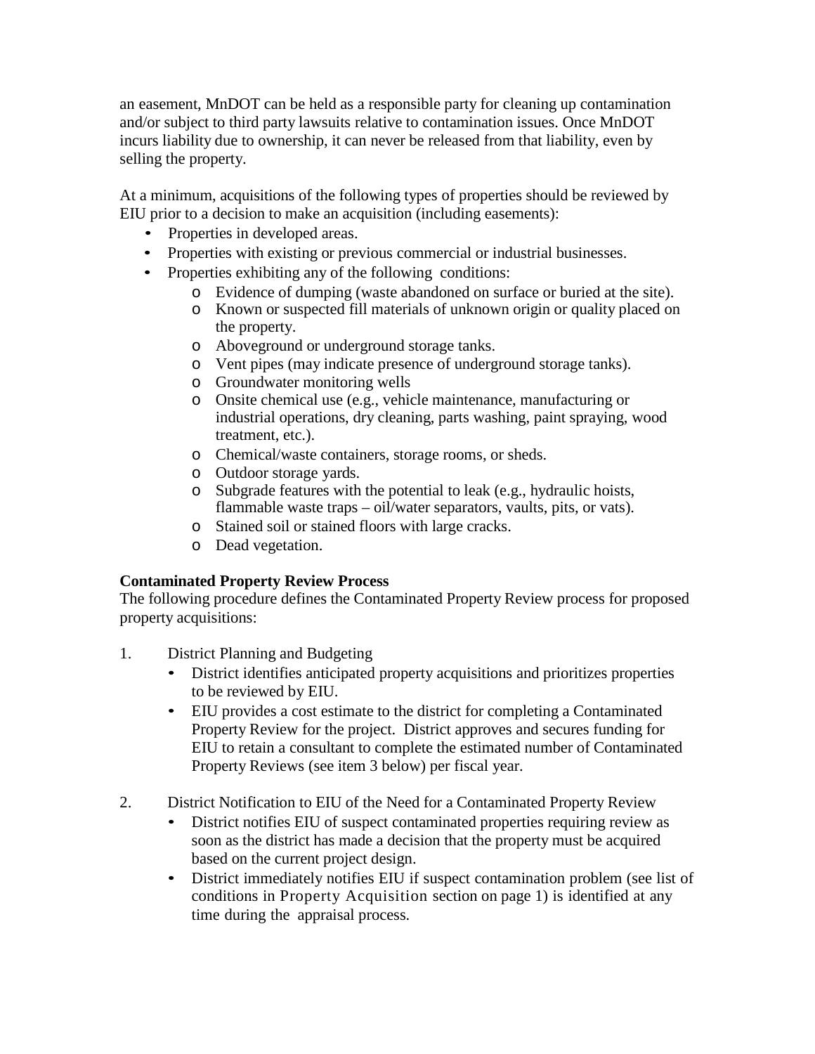an easement, MnDOT can be held as a responsible party for cleaning up contamination and/or subject to third party lawsuits relative to contamination issues. Once MnDOT incurs liability due to ownership, it can never be released from that liability, even by selling the property.

At a minimum, acquisitions of the following types of properties should be reviewed by EIU prior to a decision to make an acquisition (including easements):

- Properties in developed areas.
- Properties with existing or previous commercial or industrial businesses.
- Properties exhibiting any of the following conditions:
  - Evidence of dumping (waste abandoned on surface or buried at the site).
  - Known or suspected fill materials of unknown origin or quality placed on the property.
  - Aboveground or underground storage tanks.
  - Vent pipes (may indicate presence of underground storage tanks).
  - Groundwater monitoring wells
  - Onsite chemical use (e.g., vehicle maintenance, manufacturing or industrial operations, dry cleaning, parts washing, paint spraying, wood treatment, etc.).
  - Chemical/waste containers, storage rooms, or sheds.
  - Outdoor storage yards.
  - Subgrade features with the potential to leak (e.g., hydraulic hoists, flammable waste traps – oil/water separators, vaults, pits, or vats).
  - Stained soil or stained floors with large cracks.
  - Dead vegetation.

**Contaminated Property Review Process**

The following procedure defines the Contaminated Property Review process for proposed property acquisitions:

1. District Planning and Budgeting
   - District identifies anticipated property acquisitions and prioritizes properties to be reviewed by EIU.
   - EIU provides a cost estimate to the district for completing a Contaminated Property Review for the project. District approves and secures funding for EIU to retain a consultant to complete the estimated number of Contaminated Property Reviews (see item 3 below) per fiscal year.

2. District Notification to EIU of the Need for a Contaminated Property Review
   - District notifies EIU of suspect contaminated properties requiring review as soon as the district has made a decision that the property must be acquired based on the current project design.
   - District immediately notifies EIU if suspect contamination problem (see list of conditions in Property Acquisition section on page 1) is identified at any time during the appraisal process.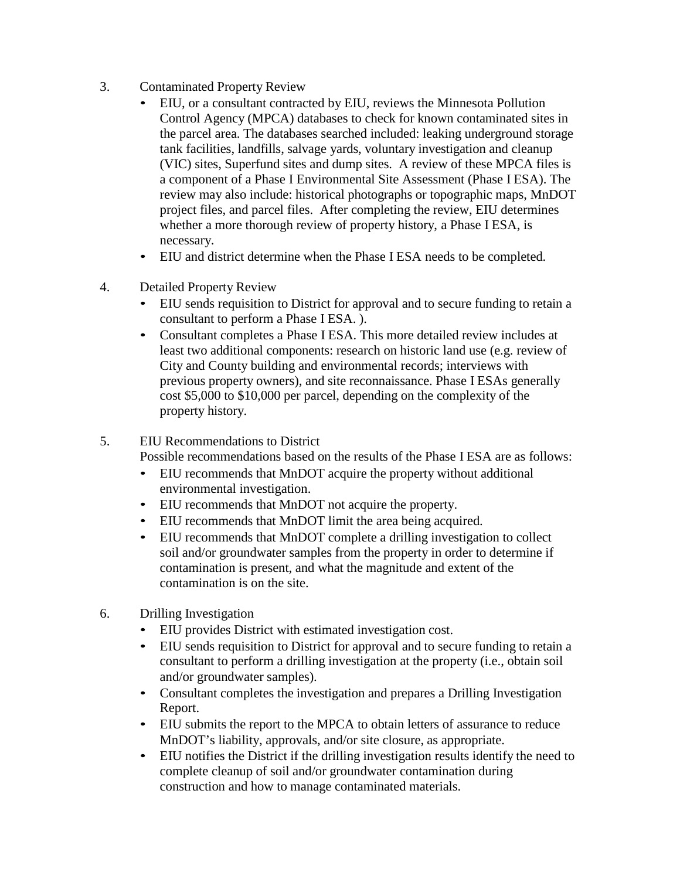3. Contaminated Property Review
   - EIU, or a consultant contracted by EIU, reviews the Minnesota Pollution Control Agency (MPCA) databases to check for known contaminated sites in the parcel area. The databases searched included: leaking underground storage tank facilities, landfills, salvage yards, voluntary investigation and cleanup (VIC) sites, Superfund sites and dump sites. A review of these MPCA files is a component of a Phase I Environmental Site Assessment (Phase I ESA). The review may also include: historical photographs or topographic maps, MnDOT project files, and parcel files. After completing the review, EIU determines whether a more thorough review of property history, a Phase I ESA, is necessary.
   - EIU and district determine when the Phase I ESA needs to be completed.

4. Detailed Property Review
   - EIU sends requisition to District for approval and to secure funding to retain a consultant to perform a Phase I ESA. ).
   - Consultant completes a Phase I ESA. This more detailed review includes at least two additional components: research on historic land use (e.g. review of City and County building and environmental records; interviews with previous property owners), and site reconnaissance. Phase I ESAs generally cost $5,000 to $10,000 per parcel, depending on the complexity of the property history.

5. EIU Recommendations to District

   Possible recommendations based on the results of the Phase I ESA are as follows:
   - EIU recommends that MnDOT acquire the property without additional environmental investigation.
   - EIU recommends that MnDOT not acquire the property.
   - EIU recommends that MnDOT limit the area being acquired.
   - EIU recommends that MnDOT complete a drilling investigation to collect soil and/or groundwater samples from the property in order to determine if contamination is present, and what the magnitude and extent of the contamination is on the site.

6. Drilling Investigation
   - EIU provides District with estimated investigation cost.
   - EIU sends requisition to District for approval and to secure funding to retain a consultant to perform a drilling investigation at the property (i.e., obtain soil and/or groundwater samples).
   - Consultant completes the investigation and prepares a Drilling Investigation Report.
   - EIU submits the report to the MPCA to obtain letters of assurance to reduce MnDOT's liability, approvals, and/or site closure, as appropriate.
   - EIU notifies the District if the drilling investigation results identify the need to complete cleanup of soil and/or groundwater contamination during construction and how to manage contaminated materials.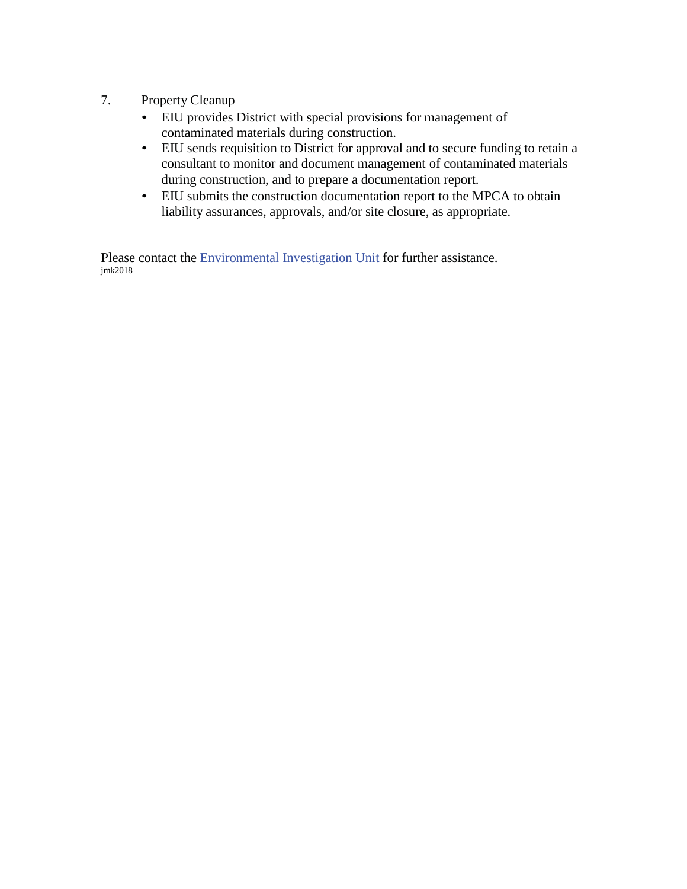7. Property Cleanup
   - EIU provides District with special provisions for management of contaminated materials during construction.
   - EIU sends requisition to District for approval and to secure funding to retain a consultant to monitor and document management of contaminated materials during construction, and to prepare a documentation report.
   - EIU submits the construction documentation report to the MPCA to obtain liability assurances, approvals, and/or site closure, as appropriate.

Please contact the Environmental Investigation Unit for further assistance.

jmk2018